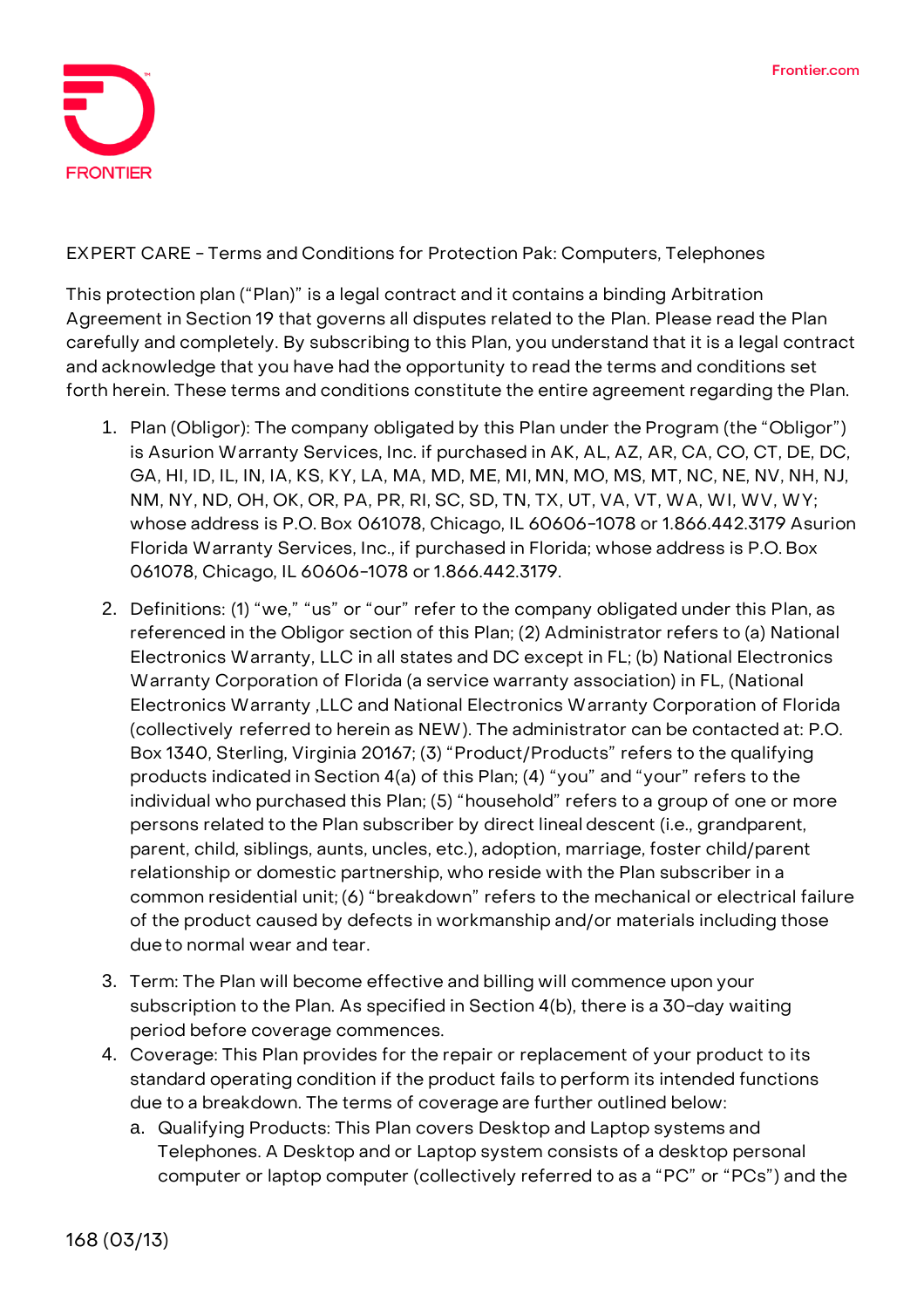EXPERT CARE - Terms and Conditions for Protection Pak: Computers, Telephones

This protection plan ("Plan)" is a legal contract and it contains a binding Arbitration Agreement in Section 19 that governs all disputes related to the Plan. Please read the Plan carefully and completely. By subscribing to this Plan, you understand that it is a legal contract and acknowledge that you have had the opportunity to read the terms and conditions set forth herein. These terms and conditions constitute the entire agreement regarding the Plan.

1. Plan (Obligor): The company obligated by this Plan under the Program (the "Obligor") is Asurion Warranty Services, Inc. if purchased in AK, AL, AZ, AR, CA, CO, CT, DE, DC, GA, HI, ID, IL, IN, IA, KS, KY, LA, MA, MD, ME, MI, MN, MO, MS, MT, NC, NE, NV, NH, NJ, NM, NY, ND, OH, OK, OR, PA, PR, RI, SC, SD, TN, TX, UT, VA, VT, WA, WI, WV, WY; whose address is P.O. Box 061078, Chicago, IL 60606-1078 or 1.866.442.3179 Asurion Florida Warranty Services, Inc., if purchased in Florida; whose address is P.O. Box 061078, Chicago, IL 60606-1078 or 1.866.442.3179.
2. Definitions: (1) "we," "us" or "our" refer to the company obligated under this Plan, as referenced in the Obligor section of this Plan; (2) Administrator refers to (a) National Electronics Warranty, LLC in all states and DC except in FL; (b) National Electronics Warranty Corporation of Florida (a service warranty association) in FL, (National Electronics Warranty ,LLC and National Electronics Warranty Corporation of Florida (collectively referred to herein as NEW). The administrator can be contacted at: P.O. Box 1340, Sterling, Virginia 20167; (3) "Product/Products" refers to the qualifying products indicated in Section 4(a) of this Plan; (4) "you" and "your" refers to the individual who purchased this Plan; (5) "household" refers to a group of one or more persons related to the Plan subscriber by direct lineal descent (i.e., grandparent, parent, child, siblings, aunts, uncles, etc.), adoption, marriage, foster child/parent relationship or domestic partnership, who reside with the Plan subscriber in a common residential unit; (6) "breakdown" refers to the mechanical or electrical failure of the product caused by defects in workmanship and/or materials including those due to normal wear and tear.
3. Term: The Plan will become effective and billing will commence upon your subscription to the Plan. As specified in Section 4(b), there is a 30-day waiting period before coverage commences.
4. Coverage: This Plan provides for the repair or replacement of your product to its standard operating condition if the product fails to perform its intended functions due to a breakdown. The terms of coverage are further outlined below:
   a. Qualifying Products: This Plan covers Desktop and Laptop systems and Telephones. A Desktop and or Laptop system consists of a desktop personal computer or laptop computer (collectively referred to as a "PC" or "PCs") and the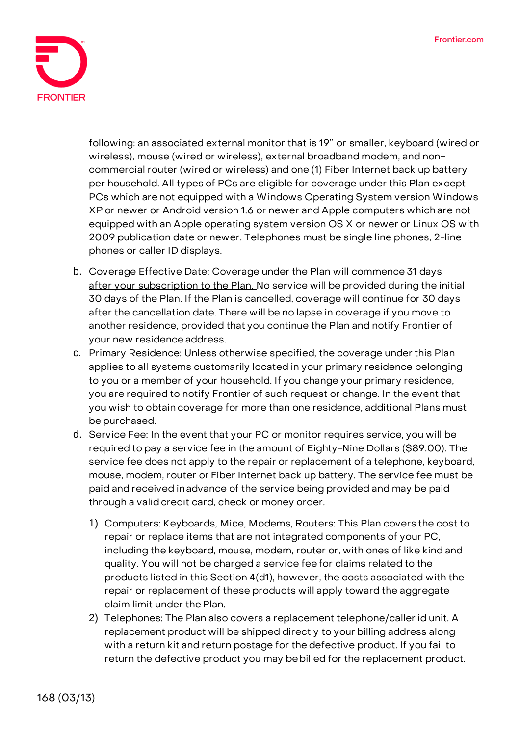following: an associated external monitor that is 19" or smaller, keyboard (wired or wireless), mouse (wired or wireless), external broadband modem, and non-commercial router (wired or wireless) and one (1) Fiber Internet back up battery per household. All types of PCs are eligible for coverage under this Plan except PCs which are not equipped with a Windows Operating System version Windows XP or newer or Android version 1.6 or newer and Apple computers which are not equipped with an Apple operating system version OS X or newer or Linux OS with 2009 publication date or newer. Telephones must be single line phones, 2-line phones or caller ID displays.

b. Coverage Effective Date: <u>Coverage under the Plan will commence 31 days after your subscription to the Plan.</u> No service will be provided during the initial 30 days of the Plan. If the Plan is cancelled, coverage will continue for 30 days after the cancellation date. There will be no lapse in coverage if you move to another residence, provided that you continue the Plan and notify Frontier of your new residence address.

c. Primary Residence: Unless otherwise specified, the coverage under this Plan applies to all systems customarily located in your primary residence belonging to you or a member of your household. If you change your primary residence, you are required to notify Frontier of such request or change. In the event that you wish to obtain coverage for more than one residence, additional Plans must be purchased.

d. Service Fee: In the event that your PC or monitor requires service, you will be required to pay a service fee in the amount of Eighty-Nine Dollars ($89.00). The service fee does not apply to the repair or replacement of a telephone, keyboard, mouse, modem, router or Fiber Internet back up battery. The service fee must be paid and received in advance of the service being provided and may be paid through a valid credit card, check or money order.

   1) Computers: Keyboards, Mice, Modems, Routers: This Plan covers the cost to repair or replace items that are not integrated components of your PC, including the keyboard, mouse, modem, router or, with ones of like kind and quality. You will not be charged a service fee for claims related to the products listed in this Section 4(d1), however, the costs associated with the repair or replacement of these products will apply toward the aggregate claim limit under the Plan.

   2) Telephones: The Plan also covers a replacement telephone/caller id unit. A replacement product will be shipped directly to your billing address along with a return kit and return postage for the defective product. If you fail to return the defective product you may be billed for the replacement product.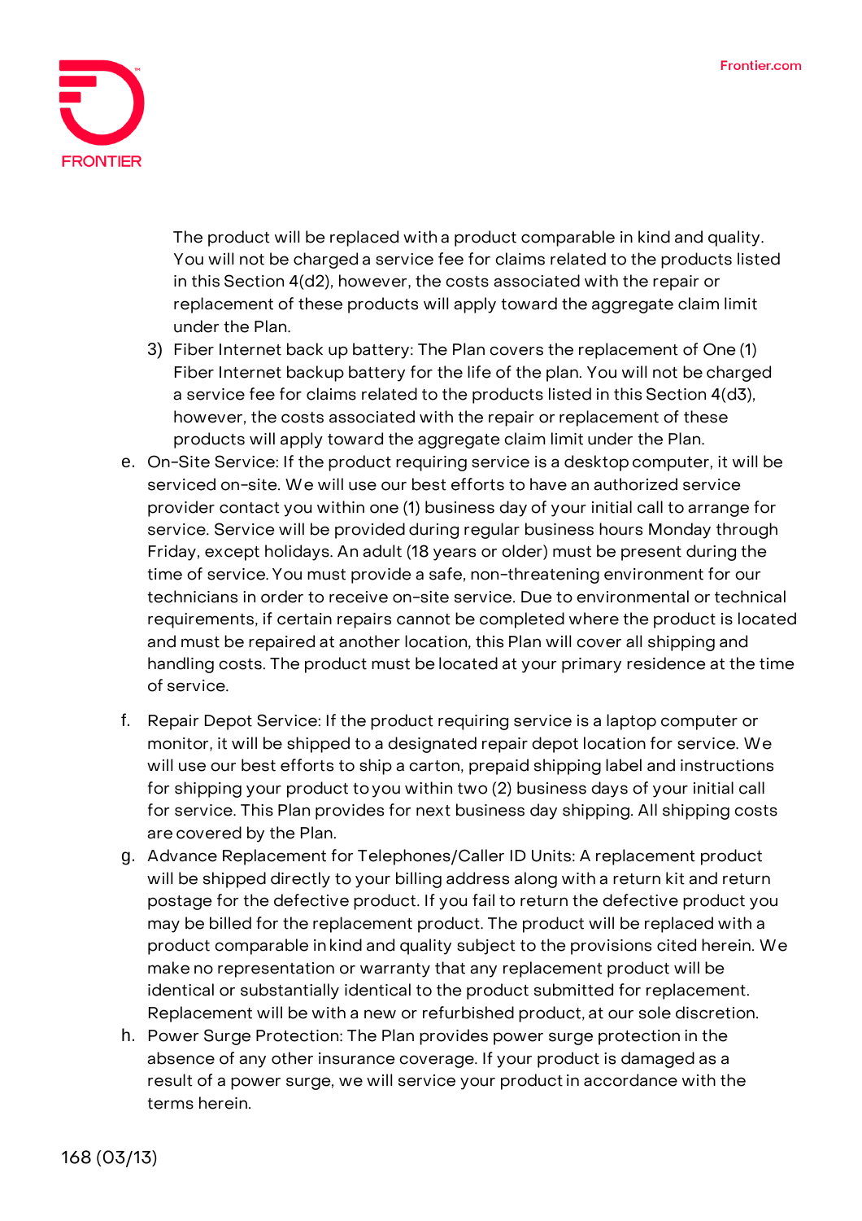The product will be replaced with a product comparable in kind and quality. You will not be charged a service fee for claims related to the products listed in this Section 4(d2), however, the costs associated with the repair or replacement of these products will apply toward the aggregate claim limit under the Plan.

3) Fiber Internet back up battery: The Plan covers the replacement of One (1) Fiber Internet backup battery for the life of the plan. You will not be charged a service fee for claims related to the products listed in this Section 4(d3), however, the costs associated with the repair or replacement of these products will apply toward the aggregate claim limit under the Plan.

e. On-Site Service: If the product requiring service is a desktop computer, it will be serviced on-site. We will use our best efforts to have an authorized service provider contact you within one (1) business day of your initial call to arrange for service. Service will be provided during regular business hours Monday through Friday, except holidays. An adult (18 years or older) must be present during the time of service. You must provide a safe, non-threatening environment for our technicians in order to receive on-site service. Due to environmental or technical requirements, if certain repairs cannot be completed where the product is located and must be repaired at another location, this Plan will cover all shipping and handling costs. The product must be located at your primary residence at the time of service.

f. Repair Depot Service: If the product requiring service is a laptop computer or monitor, it will be shipped to a designated repair depot location for service. We will use our best efforts to ship a carton, prepaid shipping label and instructions for shipping your product to you within two (2) business days of your initial call for service. This Plan provides for next business day shipping. All shipping costs are covered by the Plan.

g. Advance Replacement for Telephones/Caller ID Units: A replacement product will be shipped directly to your billing address along with a return kit and return postage for the defective product. If you fail to return the defective product you may be billed for the replacement product. The product will be replaced with a product comparable in kind and quality subject to the provisions cited herein. We make no representation or warranty that any replacement product will be identical or substantially identical to the product submitted for replacement. Replacement will be with a new or refurbished product, at our sole discretion.

h. Power Surge Protection: The Plan provides power surge protection in the absence of any other insurance coverage. If your product is damaged as a result of a power surge, we will service your product in accordance with the terms herein.

168 (03/13)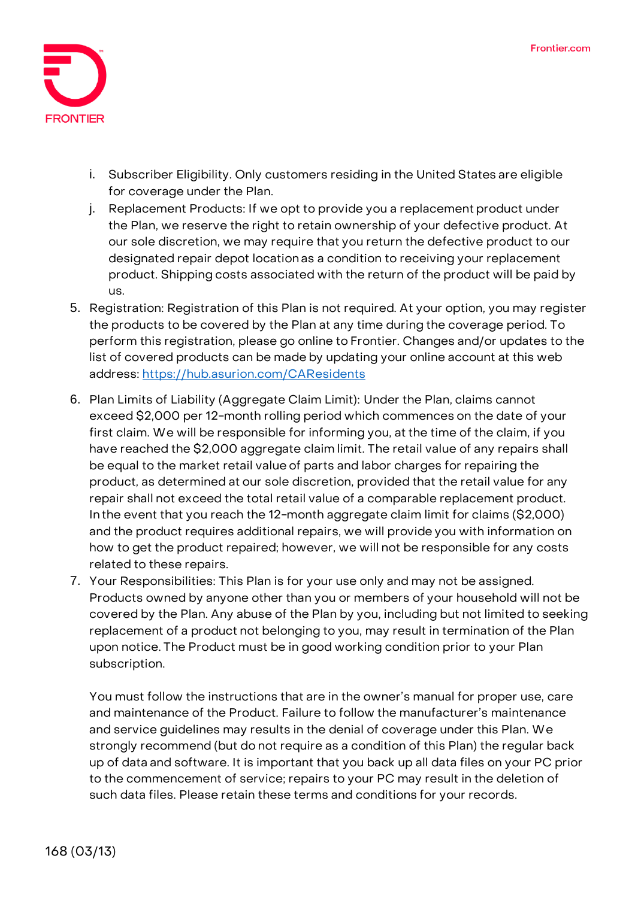- i. Subscriber Eligibility. Only customers residing in the United States are eligible for coverage under the Plan.
- j. Replacement Products: If we opt to provide you a replacement product under the Plan, we reserve the right to retain ownership of your defective product. At our sole discretion, we may require that you return the defective product to our designated repair depot location as a condition to receiving your replacement product. Shipping costs associated with the return of the product will be paid by us.

5. Registration: Registration of this Plan is not required. At your option, you may register the products to be covered by the Plan at any time during the coverage period. To perform this registration, please go online to Frontier. Changes and/or updates to the list of covered products can be made by updating your online account at this web address: [https://hub.asurion.com/CAResidents](https://hub.asurion.com/CAResidents)
6. Plan Limits of Liability (Aggregate Claim Limit): Under the Plan, claims cannot exceed $2,000 per 12-month rolling period which commences on the date of your first claim. We will be responsible for informing you, at the time of the claim, if you have reached the $2,000 aggregate claim limit. The retail value of any repairs shall be equal to the market retail value of parts and labor charges for repairing the product, as determined at our sole discretion, provided that the retail value for any repair shall not exceed the total retail value of a comparable replacement product. In the event that you reach the 12-month aggregate claim limit for claims ($2,000) and the product requires additional repairs, we will provide you with information on how to get the product repaired; however, we will not be responsible for any costs related to these repairs.
7. Your Responsibilities: This Plan is for your use only and may not be assigned. Products owned by anyone other than you or members of your household will not be covered by the Plan. Any abuse of the Plan by you, including but not limited to seeking replacement of a product not belonging to you, may result in termination of the Plan upon notice. The Product must be in good working condition prior to your Plan subscription.

   You must follow the instructions that are in the owner's manual for proper use, care and maintenance of the Product. Failure to follow the manufacturer's maintenance and service guidelines may results in the denial of coverage under this Plan. We strongly recommend (but do not require as a condition of this Plan) the regular back up of data and software. It is important that you back up all data files on your PC prior to the commencement of service; repairs to your PC may result in the deletion of such data files. Please retain these terms and conditions for your records.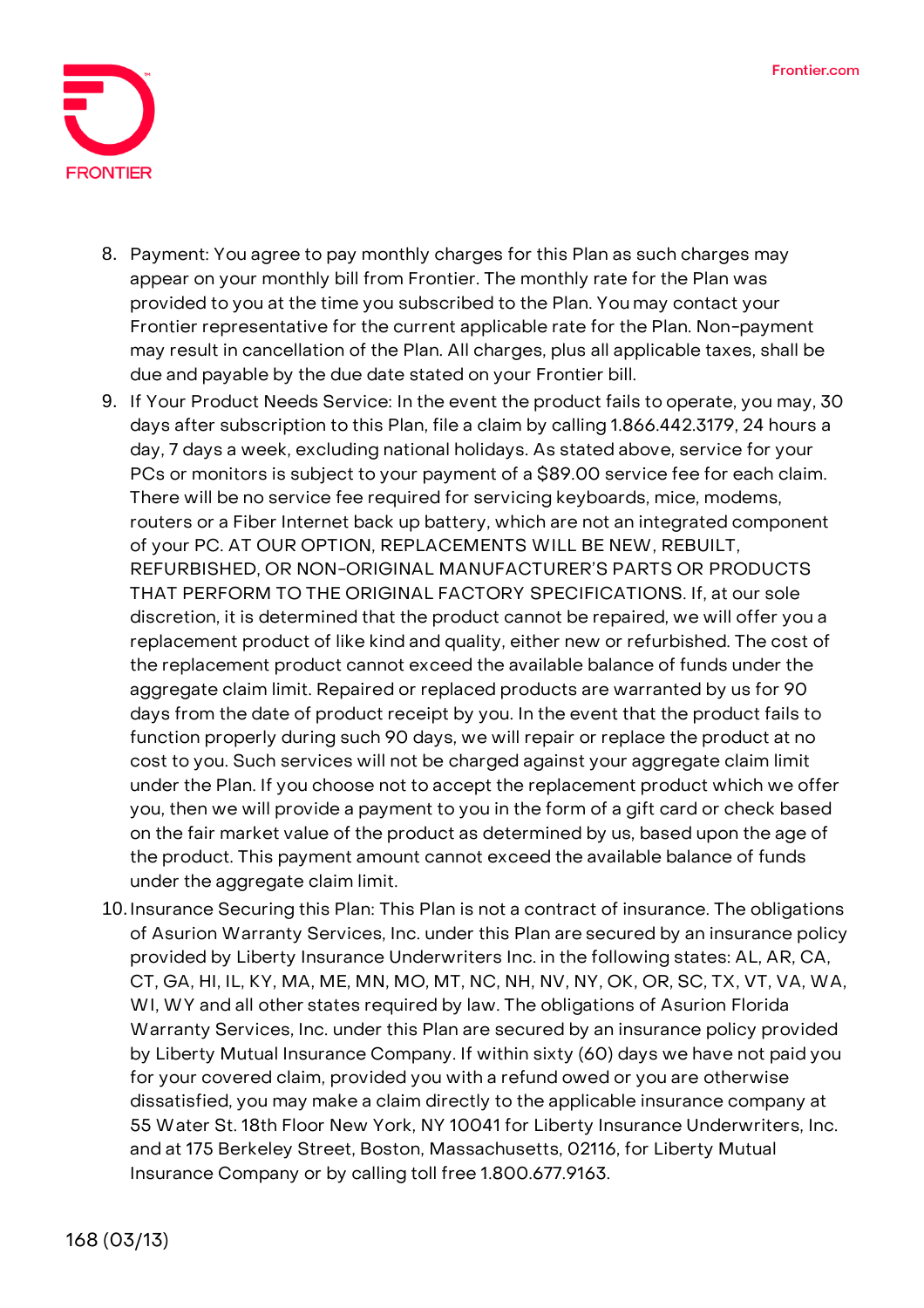8. Payment: You agree to pay monthly charges for this Plan as such charges may appear on your monthly bill from Frontier. The monthly rate for the Plan was provided to you at the time you subscribed to the Plan. You may contact your Frontier representative for the current applicable rate for the Plan. Non-payment may result in cancellation of the Plan. All charges, plus all applicable taxes, shall be due and payable by the due date stated on your Frontier bill.
9. If Your Product Needs Service: In the event the product fails to operate, you may, 30 days after subscription to this Plan, file a claim by calling 1.866.442.3179, 24 hours a day, 7 days a week, excluding national holidays. As stated above, service for your PCs or monitors is subject to your payment of a $89.00 service fee for each claim. There will be no service fee required for servicing keyboards, mice, modems, routers or a Fiber Internet back up battery, which are not an integrated component of your PC. AT OUR OPTION, REPLACEMENTS WILL BE NEW, REBUILT, REFURBISHED, OR NON-ORIGINAL MANUFACTURER'S PARTS OR PRODUCTS THAT PERFORM TO THE ORIGINAL FACTORY SPECIFICATIONS. If, at our sole discretion, it is determined that the product cannot be repaired, we will offer you a replacement product of like kind and quality, either new or refurbished. The cost of the replacement product cannot exceed the available balance of funds under the aggregate claim limit. Repaired or replaced products are warranted by us for 90 days from the date of product receipt by you. In the event that the product fails to function properly during such 90 days, we will repair or replace the product at no cost to you. Such services will not be charged against your aggregate claim limit under the Plan. If you choose not to accept the replacement product which we offer you, then we will provide a payment to you in the form of a gift card or check based on the fair market value of the product as determined by us, based upon the age of the product. This payment amount cannot exceed the available balance of funds under the aggregate claim limit.
10. Insurance Securing this Plan: This Plan is not a contract of insurance. The obligations of Asurion Warranty Services, Inc. under this Plan are secured by an insurance policy provided by Liberty Insurance Underwriters Inc. in the following states: AL, AR, CA, CT, GA, HI, IL, KY, MA, ME, MN, MO, MT, NC, NH, NV, NY, OK, OR, SC, TX, VT, VA, WA, WI, WY and all other states required by law. The obligations of Asurion Florida Warranty Services, Inc. under this Plan are secured by an insurance policy provided by Liberty Mutual Insurance Company. If within sixty (60) days we have not paid you for your covered claim, provided you with a refund owed or you are otherwise dissatisfied, you may make a claim directly to the applicable insurance company at 55 Water St. 18th Floor New York, NY 10041 for Liberty Insurance Underwriters, Inc. and at 175 Berkeley Street, Boston, Massachusetts, 02116, for Liberty Mutual Insurance Company or by calling toll free 1.800.677.9163.

168 (03/13)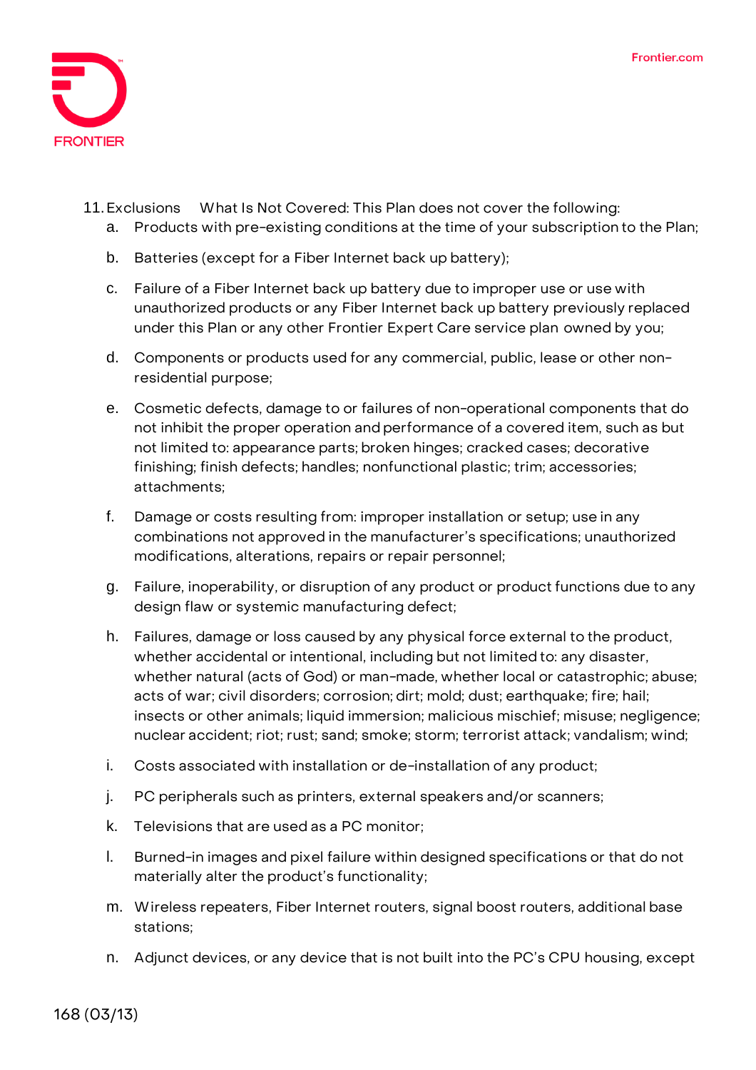11. Exclusions What Is Not Covered: This Plan does not cover the following:
    a. Products with pre-existing conditions at the time of your subscription to the Plan;
    b. Batteries (except for a Fiber Internet back up battery);
    c. Failure of a Fiber Internet back up battery due to improper use or use with unauthorized products or any Fiber Internet back up battery previously replaced under this Plan or any other Frontier Expert Care service plan owned by you;
    d. Components or products used for any commercial, public, lease or other non-residential purpose;
    e. Cosmetic defects, damage to or failures of non-operational components that do not inhibit the proper operation and performance of a covered item, such as but not limited to: appearance parts; broken hinges; cracked cases; decorative finishing; finish defects; handles; nonfunctional plastic; trim; accessories; attachments;
    f. Damage or costs resulting from: improper installation or setup; use in any combinations not approved in the manufacturer's specifications; unauthorized modifications, alterations, repairs or repair personnel;
    g. Failure, inoperability, or disruption of any product or product functions due to any design flaw or systemic manufacturing defect;
    h. Failures, damage or loss caused by any physical force external to the product, whether accidental or intentional, including but not limited to: any disaster, whether natural (acts of God) or man-made, whether local or catastrophic; abuse; acts of war; civil disorders; corrosion; dirt; mold; dust; earthquake; fire; hail; insects or other animals; liquid immersion; malicious mischief; misuse; negligence; nuclear accident; riot; rust; sand; smoke; storm; terrorist attack; vandalism; wind;
    i. Costs associated with installation or de-installation of any product;
    j. PC peripherals such as printers, external speakers and/or scanners;
    k. Televisions that are used as a PC monitor;
    l. Burned-in images and pixel failure within designed specifications or that do not materially alter the product's functionality;
    m. Wireless repeaters, Fiber Internet routers, signal boost routers, additional base stations;
    n. Adjunct devices, or any device that is not built into the PC's CPU housing, except

168 (03/13)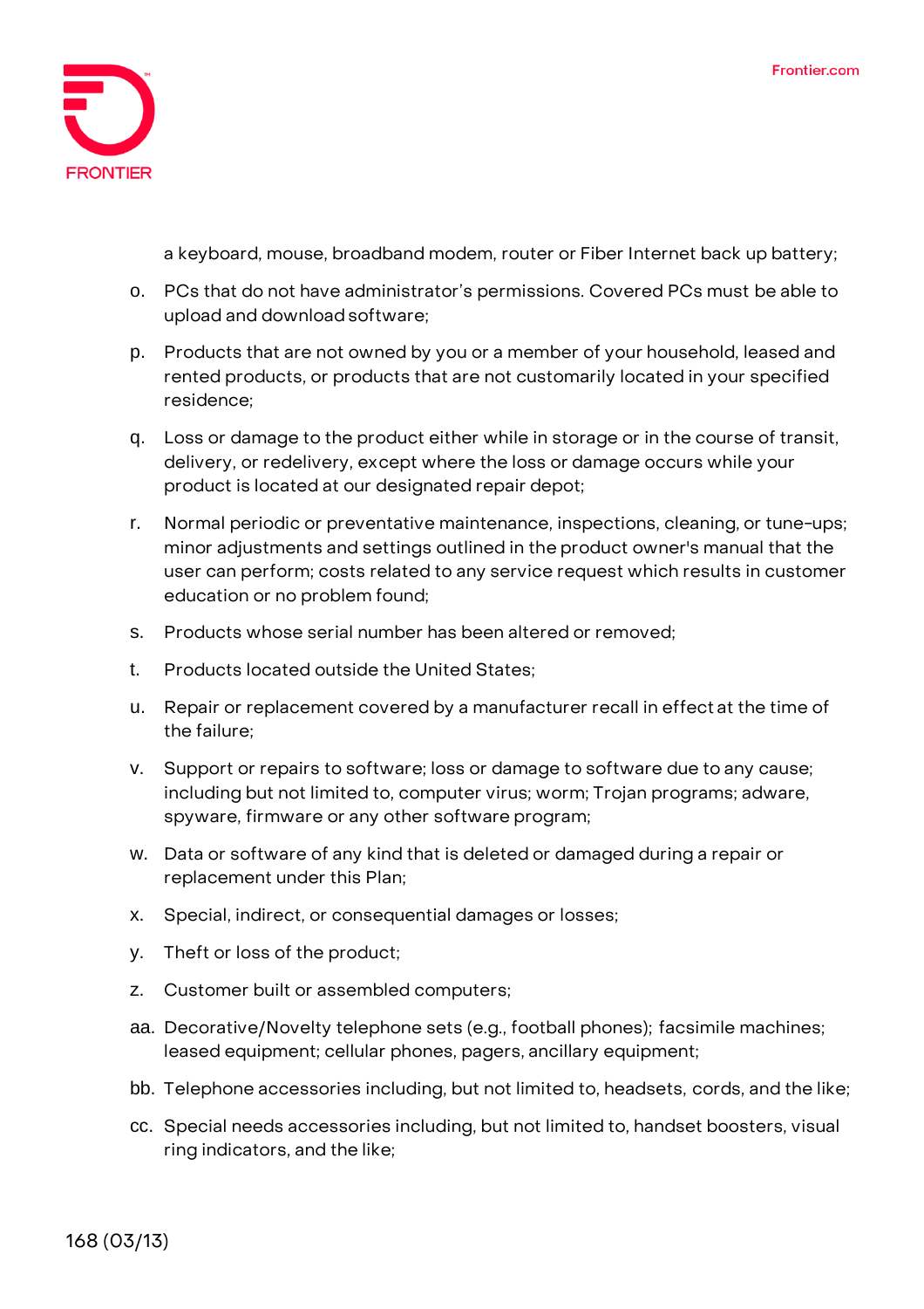a keyboard, mouse, broadband modem, router or Fiber Internet back up battery;

o. PCs that do not have administrator's permissions. Covered PCs must be able to upload and download software;

p. Products that are not owned by you or a member of your household, leased and rented products, or products that are not customarily located in your specified residence;

q. Loss or damage to the product either while in storage or in the course of transit, delivery, or redelivery, except where the loss or damage occurs while your product is located at our designated repair depot;

r. Normal periodic or preventative maintenance, inspections, cleaning, or tune-ups; minor adjustments and settings outlined in the product owner's manual that the user can perform; costs related to any service request which results in customer education or no problem found;

s. Products whose serial number has been altered or removed;

t. Products located outside the United States;

u. Repair or replacement covered by a manufacturer recall in effect at the time of the failure;

v. Support or repairs to software; loss or damage to software due to any cause; including but not limited to, computer virus; worm; Trojan programs; adware, spyware, firmware or any other software program;

w. Data or software of any kind that is deleted or damaged during a repair or replacement under this Plan;

x. Special, indirect, or consequential damages or losses;

y. Theft or loss of the product;

z. Customer built or assembled computers;

aa. Decorative/Novelty telephone sets (e.g., football phones); facsimile machines; leased equipment; cellular phones, pagers, ancillary equipment;

bb. Telephone accessories including, but not limited to, headsets, cords, and the like;

cc. Special needs accessories including, but not limited to, handset boosters, visual ring indicators, and the like;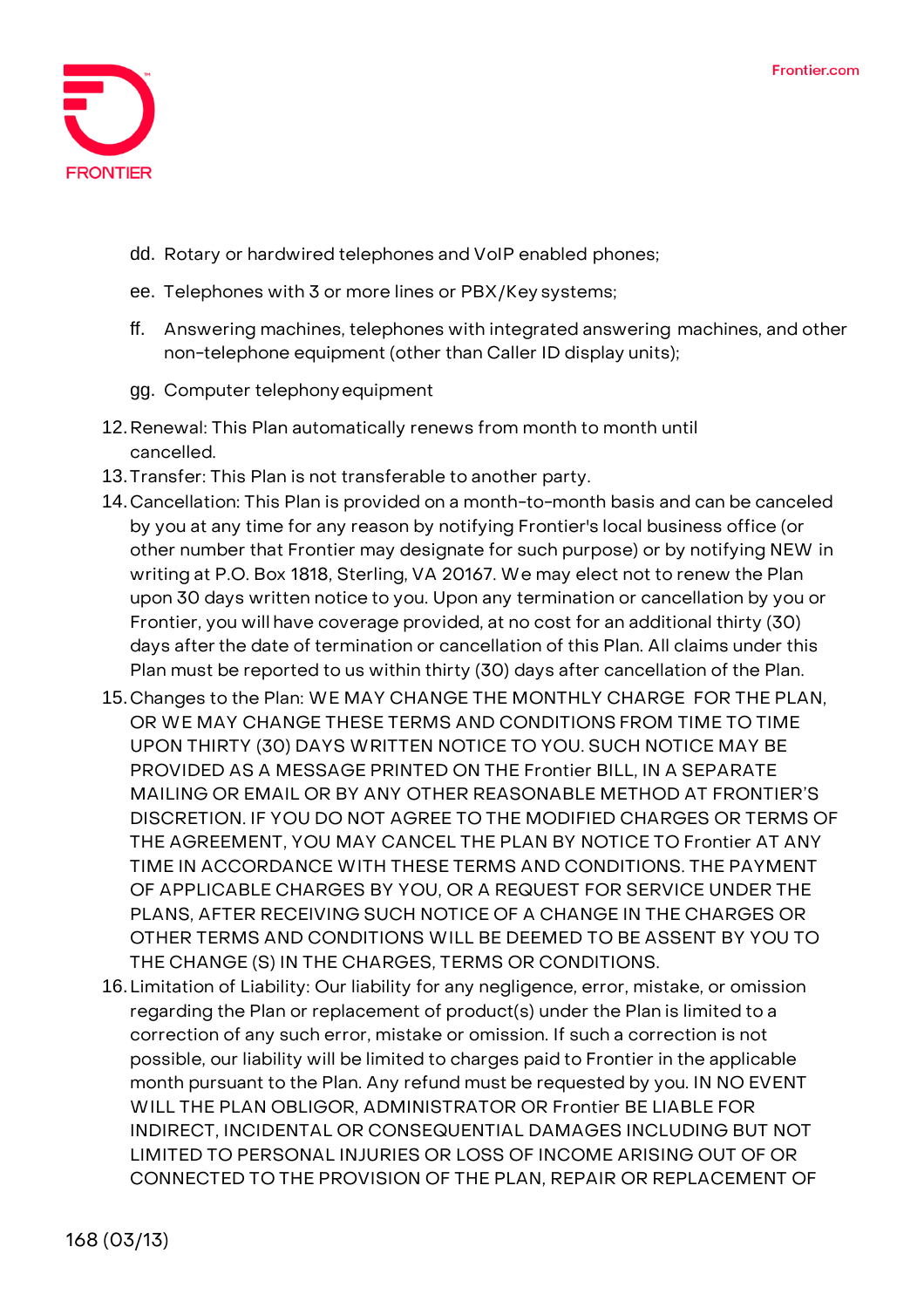dd. Rotary or hardwired telephones and VoIP enabled phones;

ee. Telephones with 3 or more lines or PBX/Key systems;

ff. Answering machines, telephones with integrated answering machines, and other non-telephone equipment (other than Caller ID display units);

gg. Computer telephony equipment

12. Renewal: This Plan automatically renews from month to month until cancelled.
13. Transfer: This Plan is not transferable to another party.
14. Cancellation: This Plan is provided on a month-to-month basis and can be canceled by you at any time for any reason by notifying Frontier's local business office (or other number that Frontier may designate for such purpose) or by notifying NEW in writing at P.O. Box 1818, Sterling, VA 20167. We may elect not to renew the Plan upon 30 days written notice to you. Upon any termination or cancellation by you or Frontier, you will have coverage provided, at no cost for an additional thirty (30) days after the date of termination or cancellation of this Plan. All claims under this Plan must be reported to us within thirty (30) days after cancellation of the Plan.
15. Changes to the Plan: WE MAY CHANGE THE MONTHLY CHARGE FOR THE PLAN, OR WE MAY CHANGE THESE TERMS AND CONDITIONS FROM TIME TO TIME UPON THIRTY (30) DAYS WRITTEN NOTICE TO YOU. SUCH NOTICE MAY BE PROVIDED AS A MESSAGE PRINTED ON THE Frontier BILL, IN A SEPARATE MAILING OR EMAIL OR BY ANY OTHER REASONABLE METHOD AT FRONTIER'S DISCRETION. IF YOU DO NOT AGREE TO THE MODIFIED CHARGES OR TERMS OF THE AGREEMENT, YOU MAY CANCEL THE PLAN BY NOTICE TO Frontier AT ANY TIME IN ACCORDANCE WITH THESE TERMS AND CONDITIONS. THE PAYMENT OF APPLICABLE CHARGES BY YOU, OR A REQUEST FOR SERVICE UNDER THE PLANS, AFTER RECEIVING SUCH NOTICE OF A CHANGE IN THE CHARGES OR OTHER TERMS AND CONDITIONS WILL BE DEEMED TO BE ASSENT BY YOU TO THE CHANGE (S) IN THE CHARGES, TERMS OR CONDITIONS.
16. Limitation of Liability: Our liability for any negligence, error, mistake, or omission regarding the Plan or replacement of product(s) under the Plan is limited to a correction of any such error, mistake or omission. If such a correction is not possible, our liability will be limited to charges paid to Frontier in the applicable month pursuant to the Plan. Any refund must be requested by you. IN NO EVENT WILL THE PLAN OBLIGOR, ADMINISTRATOR OR Frontier BE LIABLE FOR INDIRECT, INCIDENTAL OR CONSEQUENTIAL DAMAGES INCLUDING BUT NOT LIMITED TO PERSONAL INJURIES OR LOSS OF INCOME ARISING OUT OF OR CONNECTED TO THE PROVISION OF THE PLAN, REPAIR OR REPLACEMENT OF

168 (03/13)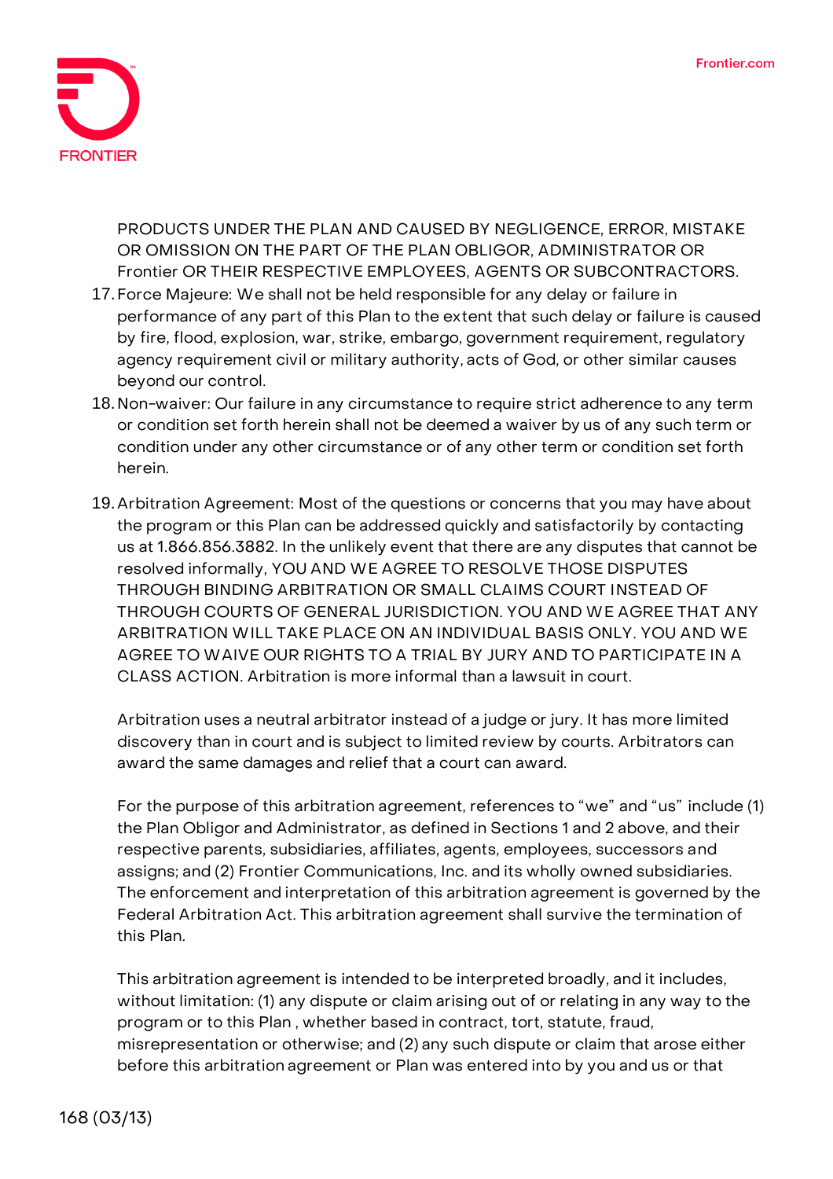PRODUCTS UNDER THE PLAN AND CAUSED BY NEGLIGENCE, ERROR, MISTAKE OR OMISSION ON THE PART OF THE PLAN OBLIGOR, ADMINISTRATOR OR Frontier OR THEIR RESPECTIVE EMPLOYEES, AGENTS OR SUBCONTRACTORS.

17. Force Majeure: We shall not be held responsible for any delay or failure in performance of any part of this Plan to the extent that such delay or failure is caused by fire, flood, explosion, war, strike, embargo, government requirement, regulatory agency requirement civil or military authority, acts of God, or other similar causes beyond our control.
18. Non-waiver: Our failure in any circumstance to require strict adherence to any term or condition set forth herein shall not be deemed a waiver by us of any such term or condition under any other circumstance or of any other term or condition set forth herein.
19. Arbitration Agreement: Most of the questions or concerns that you may have about the program or this Plan can be addressed quickly and satisfactorily by contacting us at 1.866.856.3882. In the unlikely event that there are any disputes that cannot be resolved informally, YOU AND WE AGREE TO RESOLVE THOSE DISPUTES THROUGH BINDING ARBITRATION OR SMALL CLAIMS COURT INSTEAD OF THROUGH COURTS OF GENERAL JURISDICTION. YOU AND WE AGREE THAT ANY ARBITRATION WILL TAKE PLACE ON AN INDIVIDUAL BASIS ONLY. YOU AND WE AGREE TO WAIVE OUR RIGHTS TO A TRIAL BY JURY AND TO PARTICIPATE IN A CLASS ACTION. Arbitration is more informal than a lawsuit in court.

    Arbitration uses a neutral arbitrator instead of a judge or jury. It has more limited discovery than in court and is subject to limited review by courts. Arbitrators can award the same damages and relief that a court can award.

    For the purpose of this arbitration agreement, references to "we" and "us" include (1) the Plan Obligor and Administrator, as defined in Sections 1 and 2 above, and their respective parents, subsidiaries, affiliates, agents, employees, successors and assigns; and (2) Frontier Communications, Inc. and its wholly owned subsidiaries. The enforcement and interpretation of this arbitration agreement is governed by the Federal Arbitration Act. This arbitration agreement shall survive the termination of this Plan.

    This arbitration agreement is intended to be interpreted broadly, and it includes, without limitation: (1) any dispute or claim arising out of or relating in any way to the program or to this Plan , whether based in contract, tort, statute, fraud, misrepresentation or otherwise; and (2) any such dispute or claim that arose either before this arbitration agreement or Plan was entered into by you and us or that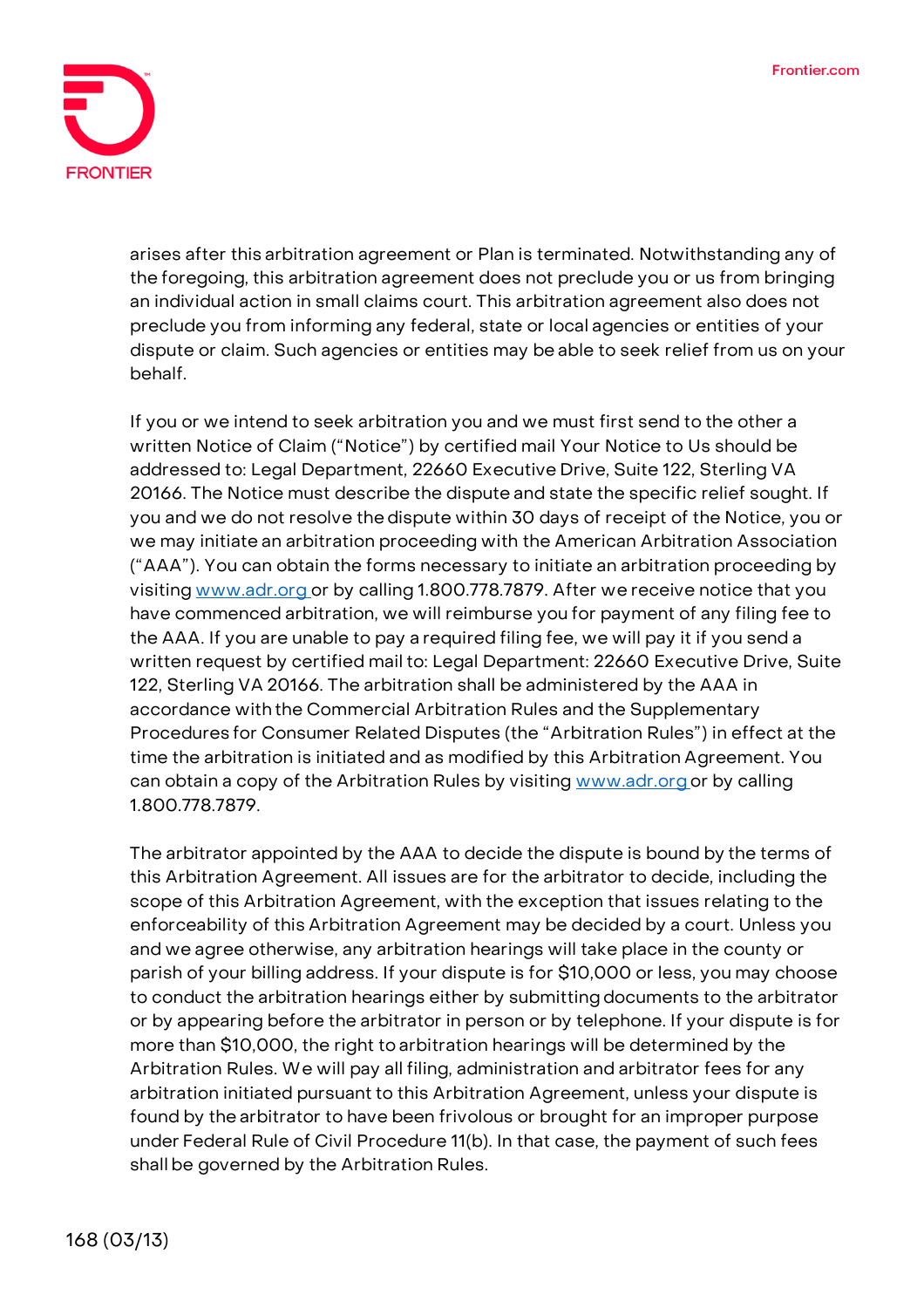arises after this arbitration agreement or Plan is terminated. Notwithstanding any of the foregoing, this arbitration agreement does not preclude you or us from bringing an individual action in small claims court. This arbitration agreement also does not preclude you from informing any federal, state or local agencies or entities of your dispute or claim. Such agencies or entities may be able to seek relief from us on your behalf.

If you or we intend to seek arbitration you and we must first send to the other a written Notice of Claim ("Notice") by certified mail Your Notice to Us should be addressed to: Legal Department, 22660 Executive Drive, Suite 122, Sterling VA 20166. The Notice must describe the dispute and state the specific relief sought. If you and we do not resolve the dispute within 30 days of receipt of the Notice, you or we may initiate an arbitration proceeding with the American Arbitration Association ("AAA"). You can obtain the forms necessary to initiate an arbitration proceeding by visiting [www.adr.org](http://www.adr.org) or by calling 1.800.778.7879. After we receive notice that you have commenced arbitration, we will reimburse you for payment of any filing fee to the AAA. If you are unable to pay a required filing fee, we will pay it if you send a written request by certified mail to: Legal Department: 22660 Executive Drive, Suite 122, Sterling VA 20166. The arbitration shall be administered by the AAA in accordance with the Commercial Arbitration Rules and the Supplementary Procedures for Consumer Related Disputes (the "Arbitration Rules") in effect at the time the arbitration is initiated and as modified by this Arbitration Agreement. You can obtain a copy of the Arbitration Rules by visiting [www.adr.org](http://www.adr.org) or by calling 1.800.778.7879.

The arbitrator appointed by the AAA to decide the dispute is bound by the terms of this Arbitration Agreement. All issues are for the arbitrator to decide, including the scope of this Arbitration Agreement, with the exception that issues relating to the enforceability of this Arbitration Agreement may be decided by a court. Unless you and we agree otherwise, any arbitration hearings will take place in the county or parish of your billing address. If your dispute is for $10,000 or less, you may choose to conduct the arbitration hearings either by submitting documents to the arbitrator or by appearing before the arbitrator in person or by telephone. If your dispute is for more than $10,000, the right to arbitration hearings will be determined by the Arbitration Rules. We will pay all filing, administration and arbitrator fees for any arbitration initiated pursuant to this Arbitration Agreement, unless your dispute is found by the arbitrator to have been frivolous or brought for an improper purpose under Federal Rule of Civil Procedure 11(b). In that case, the payment of such fees shall be governed by the Arbitration Rules.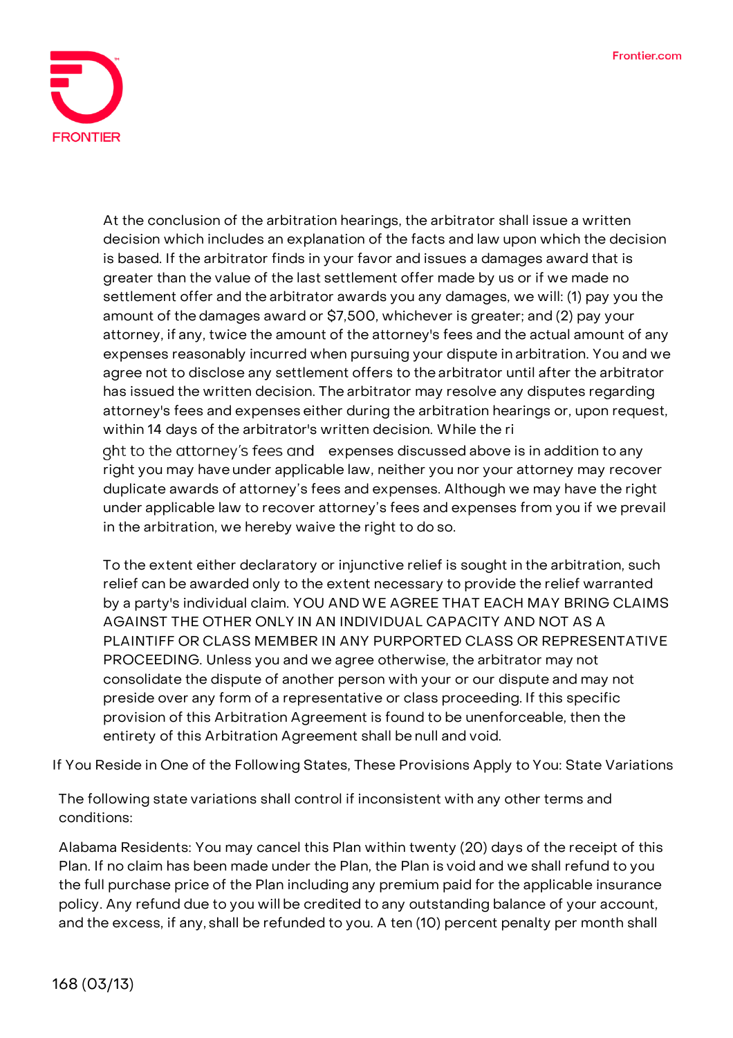At the conclusion of the arbitration hearings, the arbitrator shall issue a written decision which includes an explanation of the facts and law upon which the decision is based. If the arbitrator finds in your favor and issues a damages award that is greater than the value of the last settlement offer made by us or if we made no settlement offer and the arbitrator awards you any damages, we will: (1) pay you the amount of the damages award or $7,500, whichever is greater; and (2) pay your attorney, if any, twice the amount of the attorney's fees and the actual amount of any expenses reasonably incurred when pursuing your dispute in arbitration. You and we agree not to disclose any settlement offers to the arbitrator until after the arbitrator has issued the written decision. The arbitrator may resolve any disputes regarding attorney's fees and expenses either during the arbitration hearings or, upon request, within 14 days of the arbitrator's written decision. While the right to the attorney's fees and expenses discussed above is in addition to any right you may have under applicable law, neither you nor your attorney may recover duplicate awards of attorney's fees and expenses. Although we may have the right under applicable law to recover attorney's fees and expenses from you if we prevail in the arbitration, we hereby waive the right to do so.

To the extent either declaratory or injunctive relief is sought in the arbitration, such relief can be awarded only to the extent necessary to provide the relief warranted by a party's individual claim. YOU AND WE AGREE THAT EACH MAY BRING CLAIMS AGAINST THE OTHER ONLY IN AN INDIVIDUAL CAPACITY AND NOT AS A PLAINTIFF OR CLASS MEMBER IN ANY PURPORTED CLASS OR REPRESENTATIVE PROCEEDING. Unless you and we agree otherwise, the arbitrator may not consolidate the dispute of another person with your or our dispute and may not preside over any form of a representative or class proceeding. If this specific provision of this Arbitration Agreement is found to be unenforceable, then the entirety of this Arbitration Agreement shall be null and void.

If You Reside in One of the Following States, These Provisions Apply to You: State Variations

The following state variations shall control if inconsistent with any other terms and conditions:

Alabama Residents: You may cancel this Plan within twenty (20) days of the receipt of this Plan. If no claim has been made under the Plan, the Plan is void and we shall refund to you the full purchase price of the Plan including any premium paid for the applicable insurance policy. Any refund due to you will be credited to any outstanding balance of your account, and the excess, if any, shall be refunded to you. A ten (10) percent penalty per month shall

168 (03/13)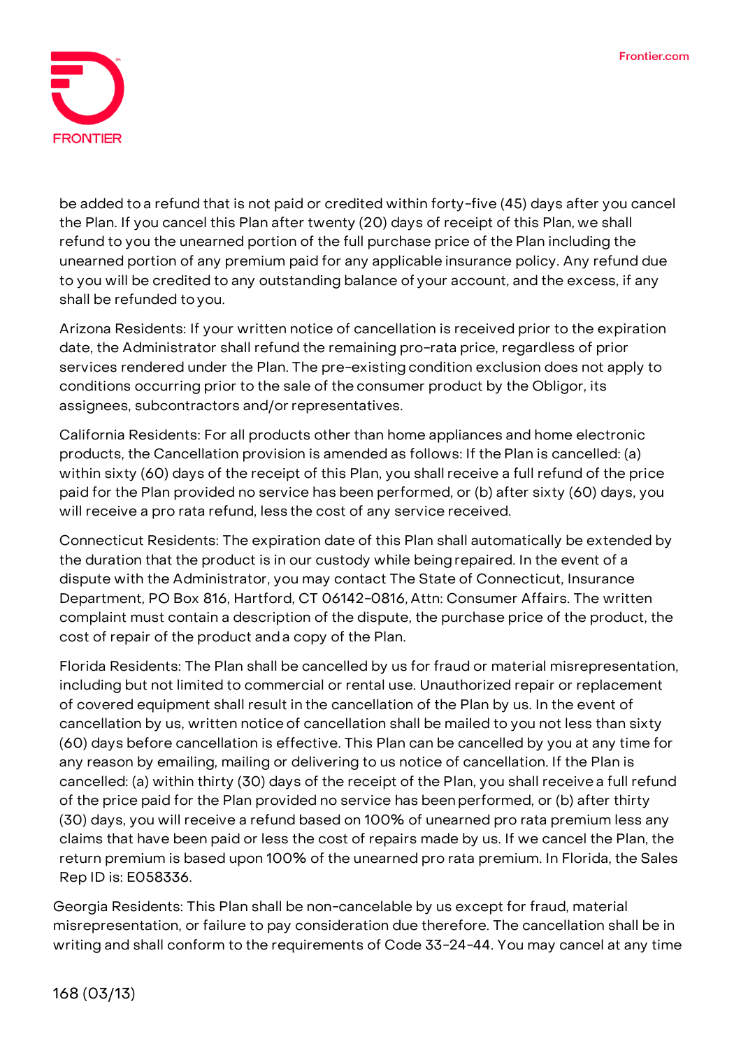be added to a refund that is not paid or credited within forty-five (45) days after you cancel the Plan. If you cancel this Plan after twenty (20) days of receipt of this Plan, we shall refund to you the unearned portion of the full purchase price of the Plan including the unearned portion of any premium paid for any applicable insurance policy. Any refund due to you will be credited to any outstanding balance of your account, and the excess, if any shall be refunded to you.

Arizona Residents: If your written notice of cancellation is received prior to the expiration date, the Administrator shall refund the remaining pro-rata price, regardless of prior services rendered under the Plan. The pre-existing condition exclusion does not apply to conditions occurring prior to the sale of the consumer product by the Obligor, its assignees, subcontractors and/or representatives.

California Residents: For all products other than home appliances and home electronic products, the Cancellation provision is amended as follows: If the Plan is cancelled: (a) within sixty (60) days of the receipt of this Plan, you shall receive a full refund of the price paid for the Plan provided no service has been performed, or (b) after sixty (60) days, you will receive a pro rata refund, less the cost of any service received.

Connecticut Residents: The expiration date of this Plan shall automatically be extended by the duration that the product is in our custody while being repaired. In the event of a dispute with the Administrator, you may contact The State of Connecticut, Insurance Department, PO Box 816, Hartford, CT 06142-0816, Attn: Consumer Affairs. The written complaint must contain a description of the dispute, the purchase price of the product, the cost of repair of the product and a copy of the Plan.

Florida Residents: The Plan shall be cancelled by us for fraud or material misrepresentation, including but not limited to commercial or rental use. Unauthorized repair or replacement of covered equipment shall result in the cancellation of the Plan by us. In the event of cancellation by us, written notice of cancellation shall be mailed to you not less than sixty (60) days before cancellation is effective. This Plan can be cancelled by you at any time for any reason by emailing, mailing or delivering to us notice of cancellation. If the Plan is cancelled: (a) within thirty (30) days of the receipt of the Plan, you shall receive a full refund of the price paid for the Plan provided no service has been performed, or (b) after thirty (30) days, you will receive a refund based on 100% of unearned pro rata premium less any claims that have been paid or less the cost of repairs made by us. If we cancel the Plan, the return premium is based upon 100% of the unearned pro rata premium. In Florida, the Sales Rep ID is: E058336.

Georgia Residents: This Plan shall be non-cancelable by us except for fraud, material misrepresentation, or failure to pay consideration due therefore. The cancellation shall be in writing and shall conform to the requirements of Code 33-24-44. You may cancel at any time

168 (03/13)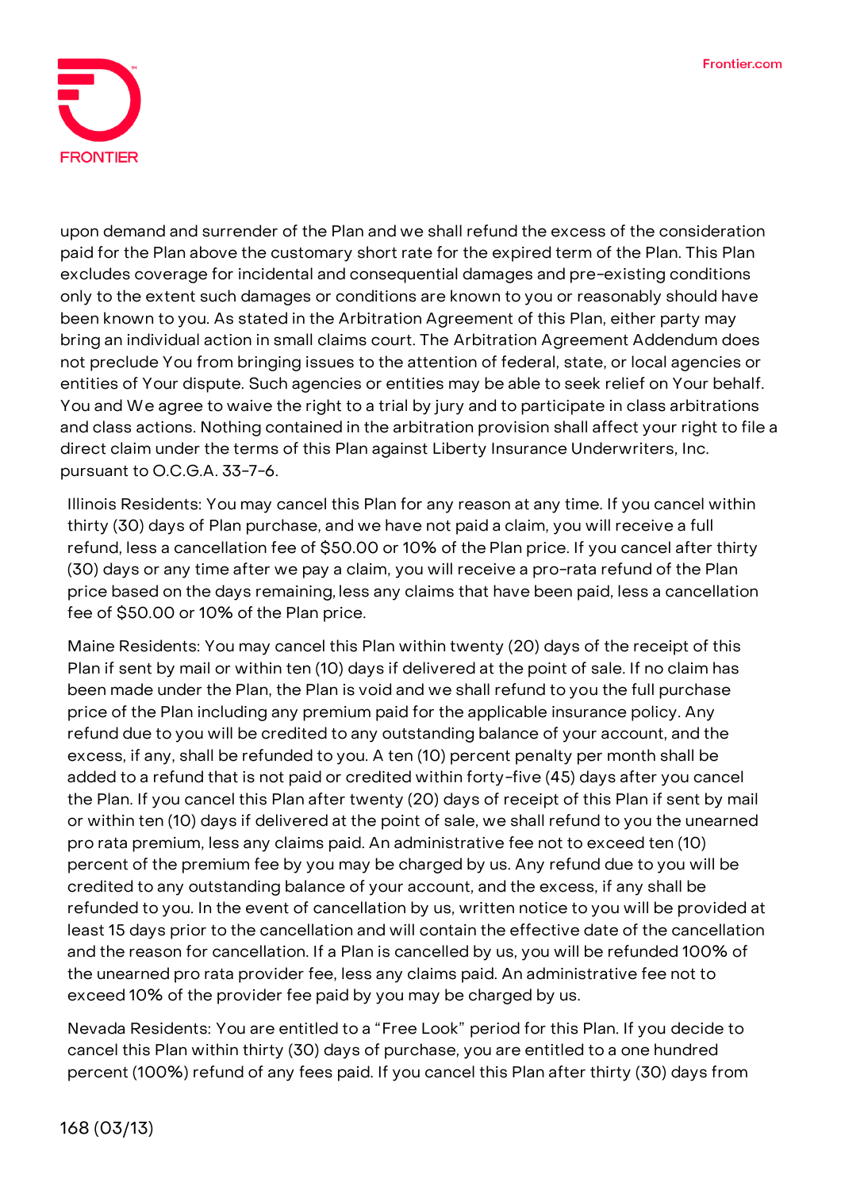upon demand and surrender of the Plan and we shall refund the excess of the consideration paid for the Plan above the customary short rate for the expired term of the Plan. This Plan excludes coverage for incidental and consequential damages and pre-existing conditions only to the extent such damages or conditions are known to you or reasonably should have been known to you. As stated in the Arbitration Agreement of this Plan, either party may bring an individual action in small claims court. The Arbitration Agreement Addendum does not preclude You from bringing issues to the attention of federal, state, or local agencies or entities of Your dispute. Such agencies or entities may be able to seek relief on Your behalf. You and We agree to waive the right to a trial by jury and to participate in class arbitrations and class actions. Nothing contained in the arbitration provision shall affect your right to file a direct claim under the terms of this Plan against Liberty Insurance Underwriters, Inc. pursuant to O.C.G.A. 33-7-6.

Illinois Residents: You may cancel this Plan for any reason at any time. If you cancel within thirty (30) days of Plan purchase, and we have not paid a claim, you will receive a full refund, less a cancellation fee of $50.00 or 10% of the Plan price. If you cancel after thirty (30) days or any time after we pay a claim, you will receive a pro-rata refund of the Plan price based on the days remaining, less any claims that have been paid, less a cancellation fee of $50.00 or 10% of the Plan price.

Maine Residents: You may cancel this Plan within twenty (20) days of the receipt of this Plan if sent by mail or within ten (10) days if delivered at the point of sale. If no claim has been made under the Plan, the Plan is void and we shall refund to you the full purchase price of the Plan including any premium paid for the applicable insurance policy. Any refund due to you will be credited to any outstanding balance of your account, and the excess, if any, shall be refunded to you. A ten (10) percent penalty per month shall be added to a refund that is not paid or credited within forty-five (45) days after you cancel the Plan. If you cancel this Plan after twenty (20) days of receipt of this Plan if sent by mail or within ten (10) days if delivered at the point of sale, we shall refund to you the unearned pro rata premium, less any claims paid. An administrative fee not to exceed ten (10) percent of the premium fee by you may be charged by us. Any refund due to you will be credited to any outstanding balance of your account, and the excess, if any shall be refunded to you. In the event of cancellation by us, written notice to you will be provided at least 15 days prior to the cancellation and will contain the effective date of the cancellation and the reason for cancellation. If a Plan is cancelled by us, you will be refunded 100% of the unearned pro rata provider fee, less any claims paid. An administrative fee not to exceed 10% of the provider fee paid by you may be charged by us.

Nevada Residents: You are entitled to a "Free Look" period for this Plan. If you decide to cancel this Plan within thirty (30) days of purchase, you are entitled to a one hundred percent (100%) refund of any fees paid. If you cancel this Plan after thirty (30) days from

168 (03/13)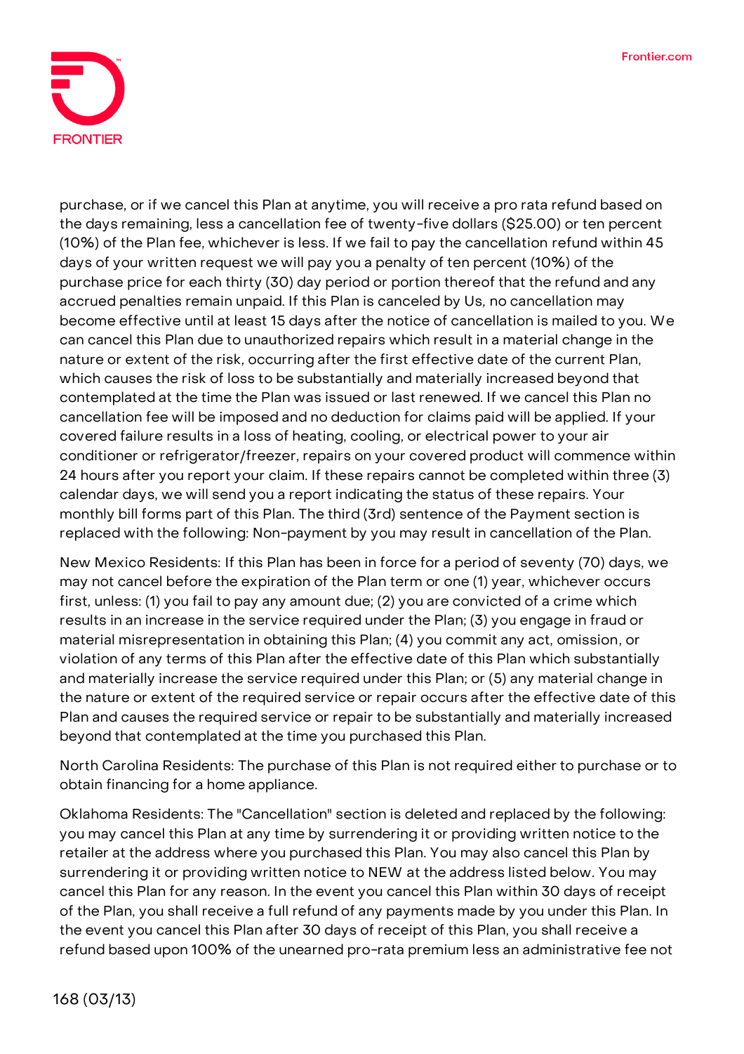purchase, or if we cancel this Plan at anytime, you will receive a pro rata refund based on the days remaining, less a cancellation fee of twenty-five dollars ($25.00) or ten percent (10%) of the Plan fee, whichever is less. If we fail to pay the cancellation refund within 45 days of your written request we will pay you a penalty of ten percent (10%) of the purchase price for each thirty (30) day period or portion thereof that the refund and any accrued penalties remain unpaid. If this Plan is canceled by Us, no cancellation may become effective until at least 15 days after the notice of cancellation is mailed to you. We can cancel this Plan due to unauthorized repairs which result in a material change in the nature or extent of the risk, occurring after the first effective date of the current Plan, which causes the risk of loss to be substantially and materially increased beyond that contemplated at the time the Plan was issued or last renewed. If we cancel this Plan no cancellation fee will be imposed and no deduction for claims paid will be applied. If your covered failure results in a loss of heating, cooling, or electrical power to your air conditioner or refrigerator/freezer, repairs on your covered product will commence within 24 hours after you report your claim. If these repairs cannot be completed within three (3) calendar days, we will send you a report indicating the status of these repairs. Your monthly bill forms part of this Plan. The third (3rd) sentence of the Payment section is replaced with the following: Non-payment by you may result in cancellation of the Plan.

New Mexico Residents: If this Plan has been in force for a period of seventy (70) days, we may not cancel before the expiration of the Plan term or one (1) year, whichever occurs first, unless: (1) you fail to pay any amount due; (2) you are convicted of a crime which results in an increase in the service required under the Plan; (3) you engage in fraud or material misrepresentation in obtaining this Plan; (4) you commit any act, omission, or violation of any terms of this Plan after the effective date of this Plan which substantially and materially increase the service required under this Plan; or (5) any material change in the nature or extent of the required service or repair occurs after the effective date of this Plan and causes the required service or repair to be substantially and materially increased beyond that contemplated at the time you purchased this Plan.

North Carolina Residents: The purchase of this Plan is not required either to purchase or to obtain financing for a home appliance.

Oklahoma Residents: The "Cancellation" section is deleted and replaced by the following: you may cancel this Plan at any time by surrendering it or providing written notice to the retailer at the address where you purchased this Plan. You may also cancel this Plan by surrendering it or providing written notice to NEW at the address listed below. You may cancel this Plan for any reason. In the event you cancel this Plan within 30 days of receipt of the Plan, you shall receive a full refund of any payments made by you under this Plan. In the event you cancel this Plan after 30 days of receipt of this Plan, you shall receive a refund based upon 100% of the unearned pro-rata premium less an administrative fee not

168 (03/13)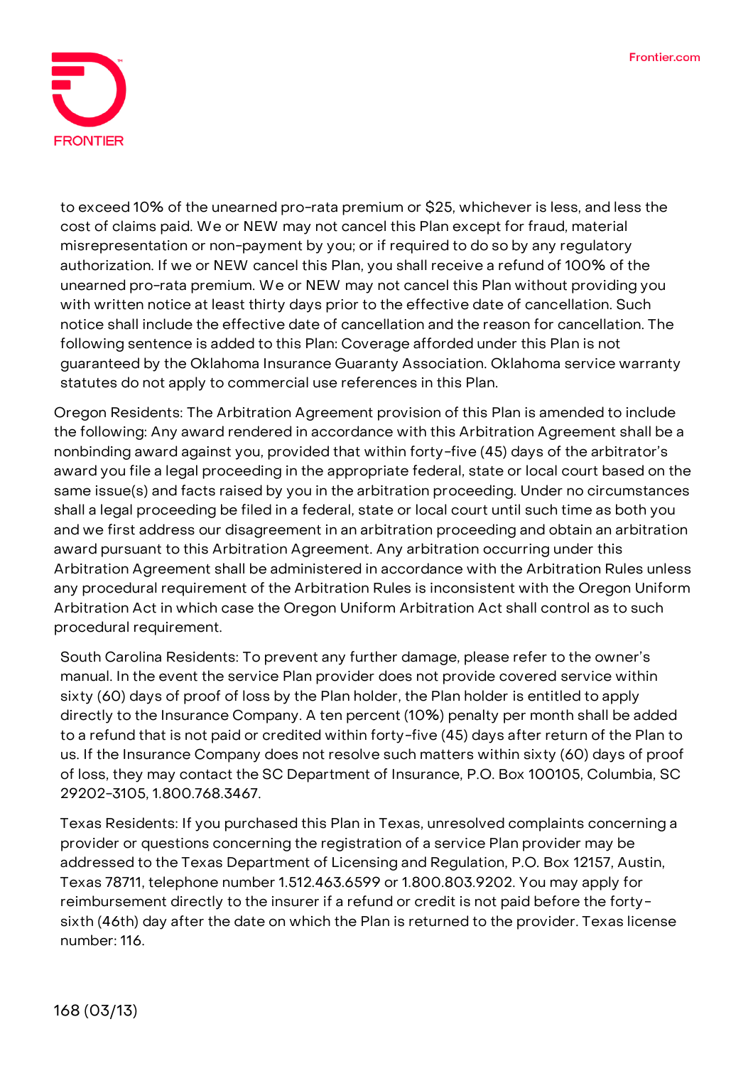to exceed 10% of the unearned pro-rata premium or $25, whichever is less, and less the cost of claims paid. We or NEW may not cancel this Plan except for fraud, material misrepresentation or non-payment by you; or if required to do so by any regulatory authorization. If we or NEW cancel this Plan, you shall receive a refund of 100% of the unearned pro-rata premium. We or NEW may not cancel this Plan without providing you with written notice at least thirty days prior to the effective date of cancellation. Such notice shall include the effective date of cancellation and the reason for cancellation. The following sentence is added to this Plan: Coverage afforded under this Plan is not guaranteed by the Oklahoma Insurance Guaranty Association. Oklahoma service warranty statutes do not apply to commercial use references in this Plan.

Oregon Residents: The Arbitration Agreement provision of this Plan is amended to include the following: Any award rendered in accordance with this Arbitration Agreement shall be a nonbinding award against you, provided that within forty-five (45) days of the arbitrator's award you file a legal proceeding in the appropriate federal, state or local court based on the same issue(s) and facts raised by you in the arbitration proceeding. Under no circumstances shall a legal proceeding be filed in a federal, state or local court until such time as both you and we first address our disagreement in an arbitration proceeding and obtain an arbitration award pursuant to this Arbitration Agreement. Any arbitration occurring under this Arbitration Agreement shall be administered in accordance with the Arbitration Rules unless any procedural requirement of the Arbitration Rules is inconsistent with the Oregon Uniform Arbitration Act in which case the Oregon Uniform Arbitration Act shall control as to such procedural requirement.

South Carolina Residents: To prevent any further damage, please refer to the owner's manual. In the event the service Plan provider does not provide covered service within sixty (60) days of proof of loss by the Plan holder, the Plan holder is entitled to apply directly to the Insurance Company. A ten percent (10%) penalty per month shall be added to a refund that is not paid or credited within forty-five (45) days after return of the Plan to us. If the Insurance Company does not resolve such matters within sixty (60) days of proof of loss, they may contact the SC Department of Insurance, P.O. Box 100105, Columbia, SC 29202-3105, 1.800.768.3467.

Texas Residents: If you purchased this Plan in Texas, unresolved complaints concerning a provider or questions concerning the registration of a service Plan provider may be addressed to the Texas Department of Licensing and Regulation, P.O. Box 12157, Austin, Texas 78711, telephone number 1.512.463.6599 or 1.800.803.9202. You may apply for reimbursement directly to the insurer if a refund or credit is not paid before the forty-sixth (46th) day after the date on which the Plan is returned to the provider. Texas license number: 116.

168 (03/13)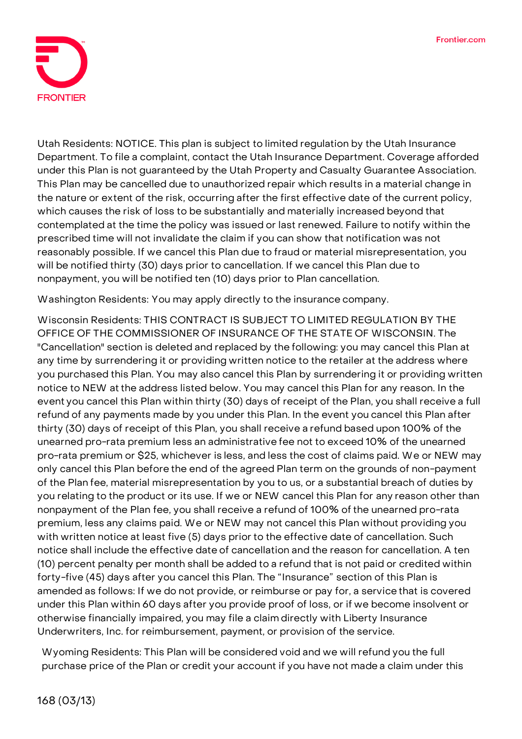Utah Residents: NOTICE. This plan is subject to limited regulation by the Utah Insurance Department. To file a complaint, contact the Utah Insurance Department. Coverage afforded under this Plan is not guaranteed by the Utah Property and Casualty Guarantee Association. This Plan may be cancelled due to unauthorized repair which results in a material change in the nature or extent of the risk, occurring after the first effective date of the current policy, which causes the risk of loss to be substantially and materially increased beyond that contemplated at the time the policy was issued or last renewed. Failure to notify within the prescribed time will not invalidate the claim if you can show that notification was not reasonably possible. If we cancel this Plan due to fraud or material misrepresentation, you will be notified thirty (30) days prior to cancellation. If we cancel this Plan due to nonpayment, you will be notified ten (10) days prior to Plan cancellation.

Washington Residents: You may apply directly to the insurance company.

Wisconsin Residents: THIS CONTRACT IS SUBJECT TO LIMITED REGULATION BY THE OFFICE OF THE COMMISSIONER OF INSURANCE OF THE STATE OF WISCONSIN. The "Cancellation" section is deleted and replaced by the following: you may cancel this Plan at any time by surrendering it or providing written notice to the retailer at the address where you purchased this Plan. You may also cancel this Plan by surrendering it or providing written notice to NEW at the address listed below. You may cancel this Plan for any reason. In the event you cancel this Plan within thirty (30) days of receipt of the Plan, you shall receive a full refund of any payments made by you under this Plan. In the event you cancel this Plan after thirty (30) days of receipt of this Plan, you shall receive a refund based upon 100% of the unearned pro-rata premium less an administrative fee not to exceed 10% of the unearned pro-rata premium or $25, whichever is less, and less the cost of claims paid. We or NEW may only cancel this Plan before the end of the agreed Plan term on the grounds of non-payment of the Plan fee, material misrepresentation by you to us, or a substantial breach of duties by you relating to the product or its use. If we or NEW cancel this Plan for any reason other than nonpayment of the Plan fee, you shall receive a refund of 100% of the unearned pro-rata premium, less any claims paid. We or NEW may not cancel this Plan without providing you with written notice at least five (5) days prior to the effective date of cancellation. Such notice shall include the effective date of cancellation and the reason for cancellation. A ten (10) percent penalty per month shall be added to a refund that is not paid or credited within forty-five (45) days after you cancel this Plan. The "Insurance" section of this Plan is amended as follows: If we do not provide, or reimburse or pay for, a service that is covered under this Plan within 60 days after you provide proof of loss, or if we become insolvent or otherwise financially impaired, you may file a claim directly with Liberty Insurance Underwriters, Inc. for reimbursement, payment, or provision of the service.

Wyoming Residents: This Plan will be considered void and we will refund you the full purchase price of the Plan or credit your account if you have not made a claim under this

168 (03/13)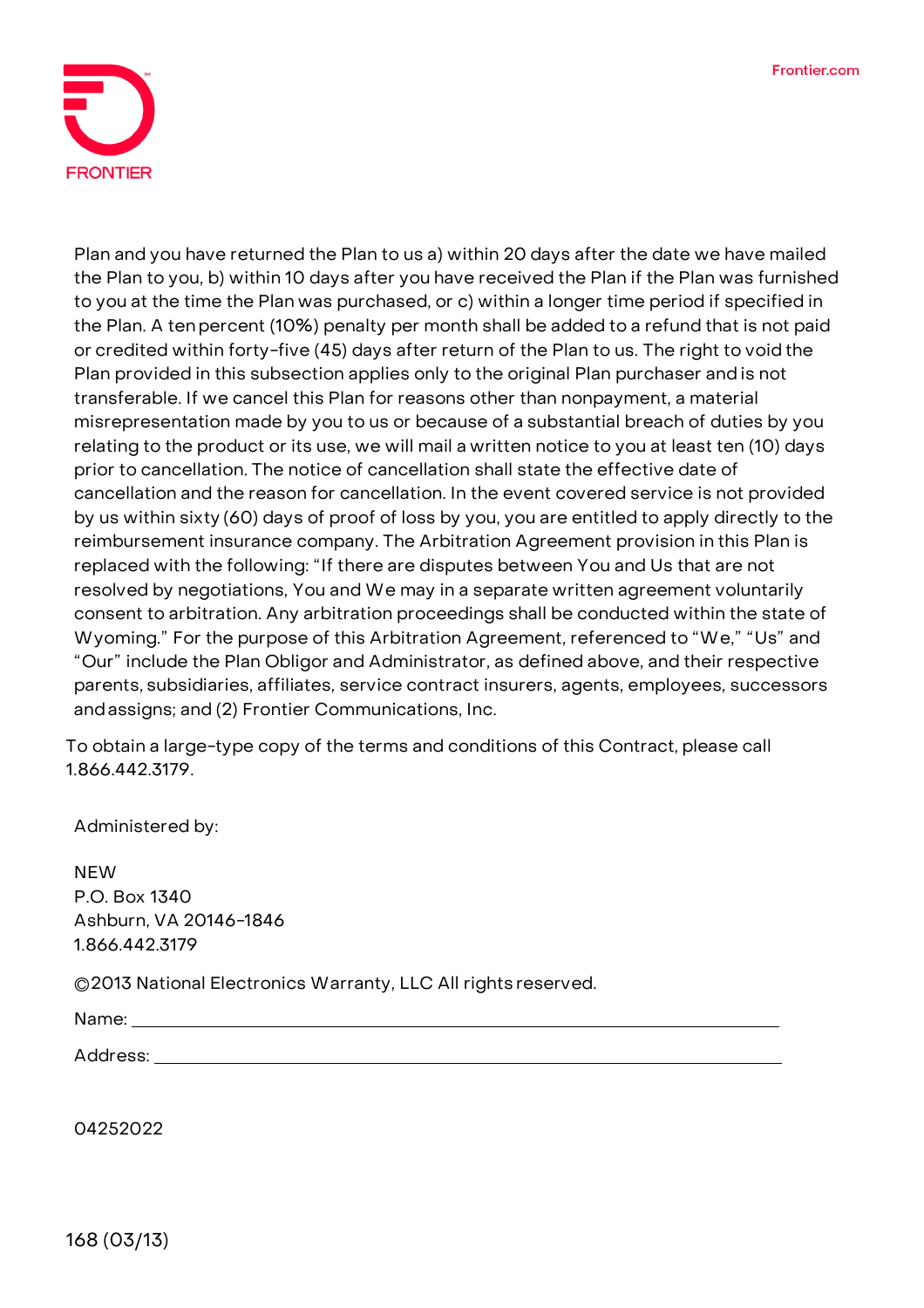Plan and you have returned the Plan to us a) within 20 days after the date we have mailed the Plan to you, b) within 10 days after you have received the Plan if the Plan was furnished to you at the time the Plan was purchased, or c) within a longer time period if specified in the Plan. A ten percent (10%) penalty per month shall be added to a refund that is not paid or credited within forty-five (45) days after return of the Plan to us. The right to void the Plan provided in this subsection applies only to the original Plan purchaser and is not transferable. If we cancel this Plan for reasons other than nonpayment, a material misrepresentation made by you to us or because of a substantial breach of duties by you relating to the product or its use, we will mail a written notice to you at least ten (10) days prior to cancellation. The notice of cancellation shall state the effective date of cancellation and the reason for cancellation. In the event covered service is not provided by us within sixty (60) days of proof of loss by you, you are entitled to apply directly to the reimbursement insurance company. The Arbitration Agreement provision in this Plan is replaced with the following: "If there are disputes between You and Us that are not resolved by negotiations, You and We may in a separate written agreement voluntarily consent to arbitration. Any arbitration proceedings shall be conducted within the state of Wyoming." For the purpose of this Arbitration Agreement, referenced to "We," "Us" and "Our" include the Plan Obligor and Administrator, as defined above, and their respective parents, subsidiaries, affiliates, service contract insurers, agents, employees, successors and assigns; and (2) Frontier Communications, Inc.

To obtain a large-type copy of the terms and conditions of this Contract, please call 1.866.442.3179.

Administered by:

NEW
P.O. Box 1340
Ashburn, VA 20146-1846
1.866.442.3179

©2013 National Electronics Warranty, LLC All rights reserved.

Name: ____________________________________________

Address: __________________________________________

04252022

168 (03/13)